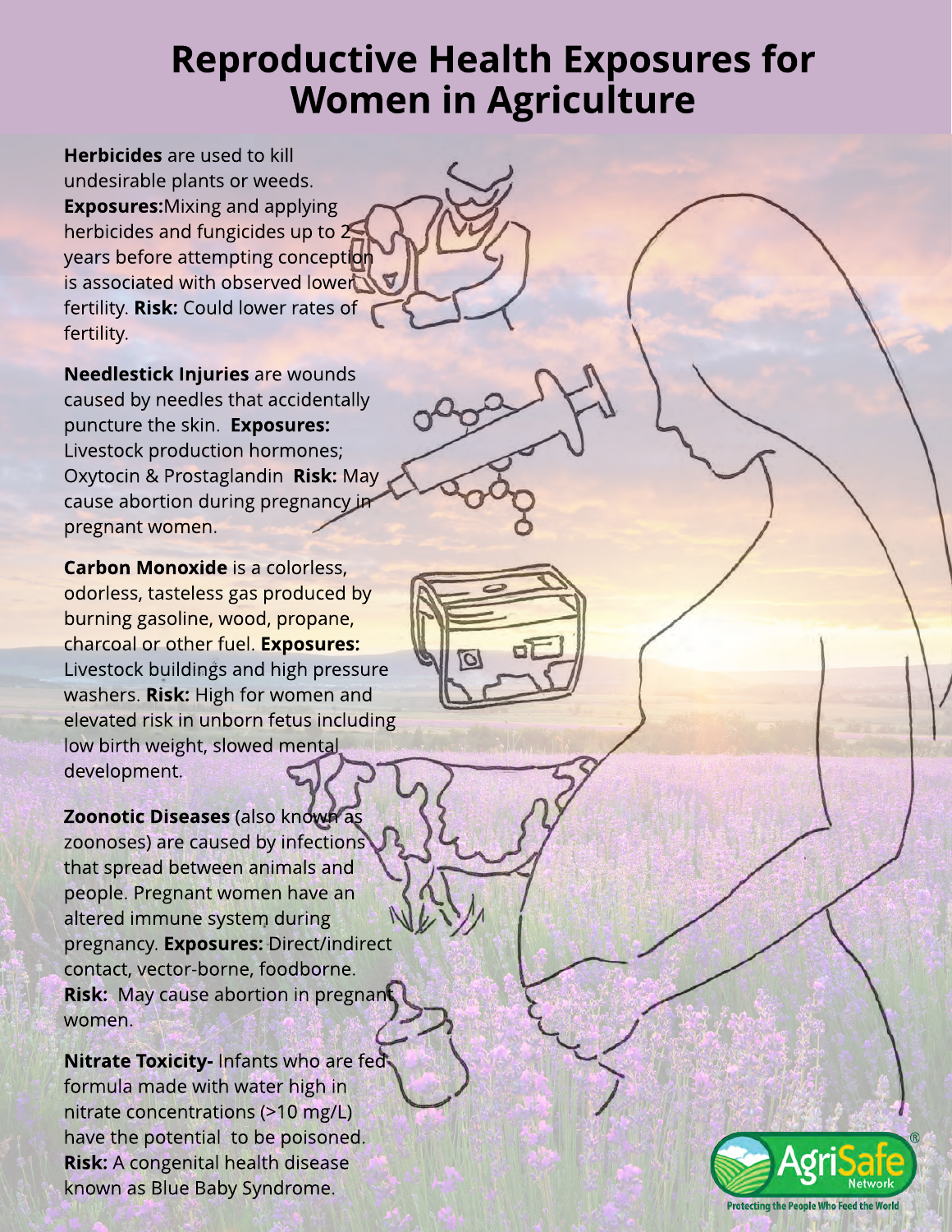# Reproductive Health Exposures for Women in Agriculture

**Herbicides** are used to kill undesirable plants or weeds. **Exposures:**Mixing and applying herbicides and fungicides up to 2 years before attempting conception is associated with observed lower fertility. **Risk:** Could lower rates of fertility.

**Needlestick Injuries** are wounds caused by needles that accidentally puncture the skin. **Exposures:** Livestock production hormones; Oxytocin & Prostaglandin **Risk:** May cause abortion during pregnancy in pregnant women.

**Carbon Monoxide** is a colorless, odorless, tasteless gas produced by burning gasoline, wood, propane, charcoal or other fuel. **Exposures:** Livestock buildings and high pressure washers. **Risk:** High for women and elevated risk in unborn fetus including low birth weight, slowed mental development.

**Zoonotic Diseases** (also known as zoonoses) are caused by infections that spread between animals and people. Pregnant women have an altered immune system during pregnancy. **Exposures:** Direct/indirect contact, vector-borne, foodborne. **Risk:** May cause abortion in pregnant women.

**Nitrate Toxicity-** Infants who are fed formula made with water high in nitrate concentrations (>10 mg/L) have the potential to be poisoned. **Risk:** A congenital health disease known as Blue Baby Syndrome.

AgriSafe® Network

Protecting the People Who Feed the World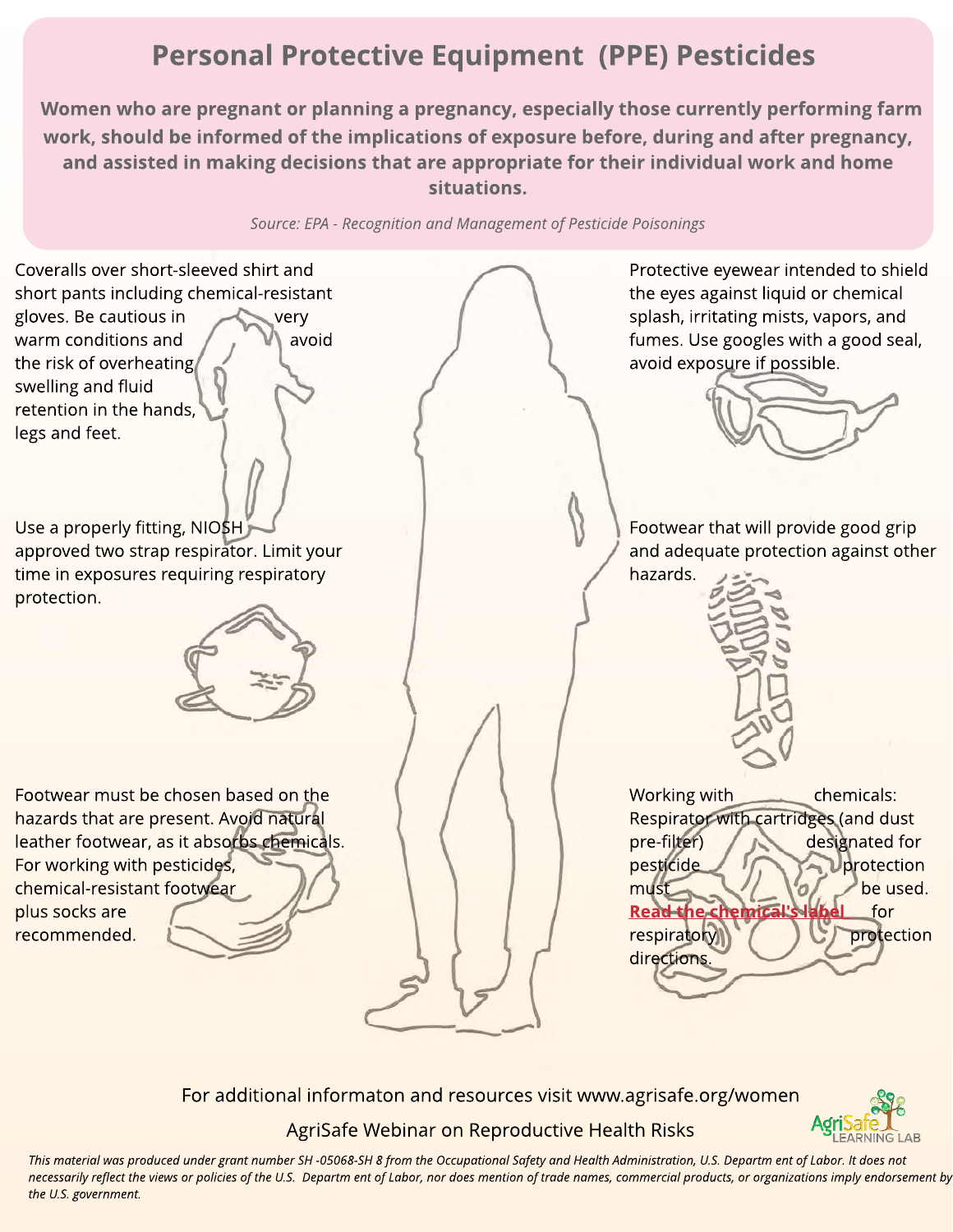# Personal Protective Equipment (PPE) Pesticides

**Women who are pregnant or planning a pregnancy, especially those currently performing farm work, should be informed of the implications of exposure before, during and after pregnancy, and assisted in making decisions that are appropriate for their individual work and home situations.**

*Source: EPA - Recognition and Management of Pesticide Poisonings*

Coveralls over short-sleeved shirt and short pants including chemical-resistant gloves. Be cautious in very warm conditions and avoid the risk of overheating swelling and fluid retention in the hands, legs and feet.

Protective eyewear intended to shield the eyes against liquid or chemical splash, irritating mists, vapors, and fumes. Use googles with a good seal, avoid exposure if possible.

Use a properly fitting, NIOSH approved two strap respirator. Limit your time in exposures requiring respiratory protection.

Footwear that will provide good grip and adequate protection against other hazards.

Footwear must be chosen based on the hazards that are present. Avoid natural leather footwear, as it absorbs chemicals. For working with pesticides, chemical-resistant footwear plus socks are recommended.

Working with chemicals: Respirator with cartridges (and dust pre-filter) designated for pesticide protection must be used. **Read the chemical's label** for respiratory protection directions.

For additional informaton and resources visit www.agrisafe.org/women

AgriSafe Webinar on Reproductive Health Risks

*This material was produced under grant number SH -05068-SH 8 from the Occupational Safety and Health Administration, U.S. Departm ent of Labor. It does not necessarily reflect the views or policies of the U.S. Departm ent of Labor, nor does mention of trade names, commercial products, or organizations imply endorsement by the U.S. government.*